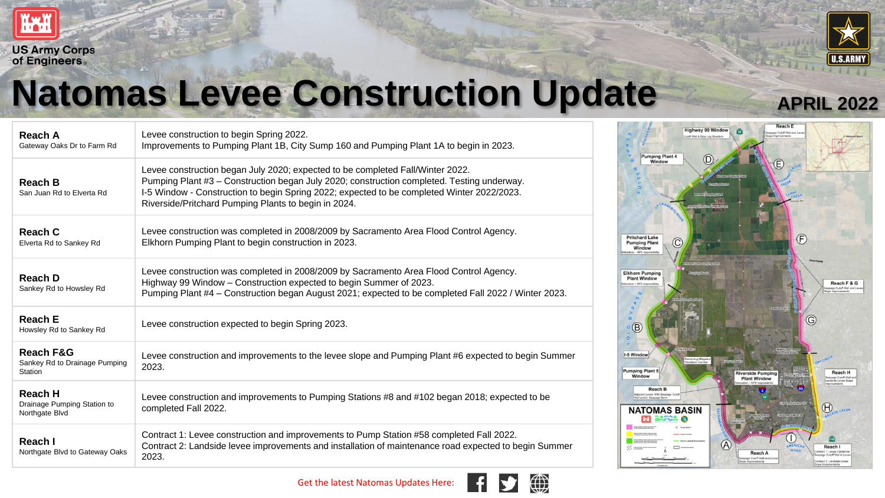# Natomas Levee Construction Update

APRIL 2022

| | |
|---|---|
| **Reach A**<br>Gateway Oaks Dr to Farm Rd | Levee construction to begin Spring 2022.<br>Improvements to Pumping Plant 1B, City Sump 160 and Pumping Plant 1A to begin in 2023. |
| **Reach B**<br>San Juan Rd to Elverta Rd | Levee construction began July 2020; expected to be completed Fall/Winter 2022.<br>Pumping Plant #3 – Construction began July 2020; construction completed. Testing underway.<br>I-5 Window - Construction to begin Spring 2022; expected to be completed Winter 2022/2023.<br>Riverside/Pritchard Pumping Plants to begin in 2024. |
| **Reach C**<br>Elverta Rd to Sankey Rd | Levee construction was completed in 2008/2009 by Sacramento Area Flood Control Agency.<br>Elkhorn Pumping Plant to begin construction in 2023. |
| **Reach D**<br>Sankey Rd to Howsley Rd | Levee construction was completed in 2008/2009 by Sacramento Area Flood Control Agency.<br>Highway 99 Window – Construction expected to begin Summer of 2023.<br>Pumping Plant #4 – Construction began August 2021; expected to be completed Fall 2022 / Winter 2023. |
| **Reach E**<br>Howsley Rd to Sankey Rd | Levee construction expected to begin Spring 2023. |
| **Reach F&G**<br>Sankey Rd to Drainage Pumping Station | Levee construction and improvements to the levee slope and Pumping Plant #6 expected to begin Summer 2023. |
| **Reach H**<br>Drainage Pumping Station to Northgate Blvd | Levee construction and improvements to Pumping Stations #8 and #102 began 2018; expected to be completed Fall 2022. |
| **Reach I**<br>Northgate Blvd to Gateway Oaks | Contract 1: Levee construction and improvements to Pump Station #58 completed Fall 2022.<br>Contract 2: Landside levee improvements and installation of maintenance road expected to begin Summer 2023. |

Highway 99 Window
Reach E
Pumping Plant 4 Window
Pritchard Lake Pumping Plant Window
Elkhorn Pumping Plant Window
Reach F & G
I-5 Window
Pumping Plant 5 Window
Riverside Pumping Plant Window
Reach H
Reach B
Reach I
Reach A
NATOMAS BASIN

Get the latest Natomas Updates Here: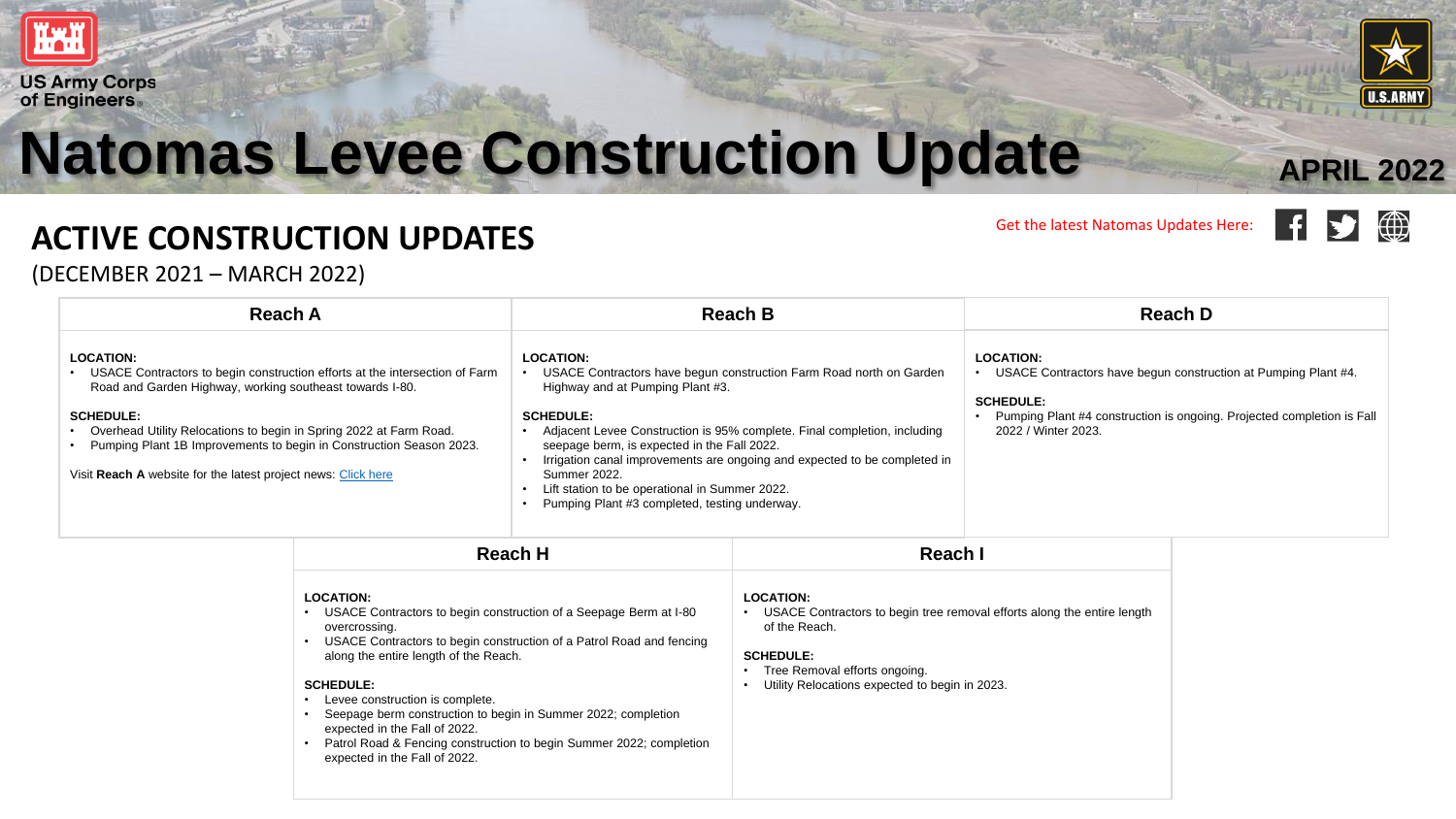US Army Corps of Engineers

# Natomas Levee Construction Update

APRIL 2022

## ACTIVE CONSTRUCTION UPDATES

(DECEMBER 2021 – MARCH 2022)

Get the latest Natomas Updates Here:

### Reach A

**LOCATION:**

- USACE Contractors to begin construction efforts at the intersection of Farm Road and Garden Highway, working southeast towards I-80.

**SCHEDULE:**

- Overhead Utility Relocations to begin in Spring 2022 at Farm Road.
- Pumping Plant 1B Improvements to begin in Construction Season 2023.

Visit **Reach A** website for the latest project news: Click here

### Reach B

**LOCATION:**

- USACE Contractors have begun construction Farm Road north on Garden Highway and at Pumping Plant #3.

**SCHEDULE:**

- Adjacent Levee Construction is 95% complete. Final completion, including seepage berm, is expected in the Fall 2022.
- Irrigation canal improvements are ongoing and expected to be completed in Summer 2022.
- Lift station to be operational in Summer 2022.
- Pumping Plant #3 completed, testing underway.

### Reach D

**LOCATION:**

- USACE Contractors have begun construction at Pumping Plant #4.

**SCHEDULE:**

- Pumping Plant #4 construction is ongoing. Projected completion is Fall 2022 / Winter 2023.

### Reach H

**LOCATION:**

- USACE Contractors to begin construction of a Seepage Berm at I-80 overcrossing.
- USACE Contractors to begin construction of a Patrol Road and fencing along the entire length of the Reach.

**SCHEDULE:**

- Levee construction is complete.
- Seepage berm construction to begin in Summer 2022; completion expected in the Fall of 2022.
- Patrol Road & Fencing construction to begin Summer 2022; completion expected in the Fall of 2022.

### Reach I

**LOCATION:**

- USACE Contractors to begin tree removal efforts along the entire length of the Reach.

**SCHEDULE:**

- Tree Removal efforts ongoing.
- Utility Relocations expected to begin in 2023.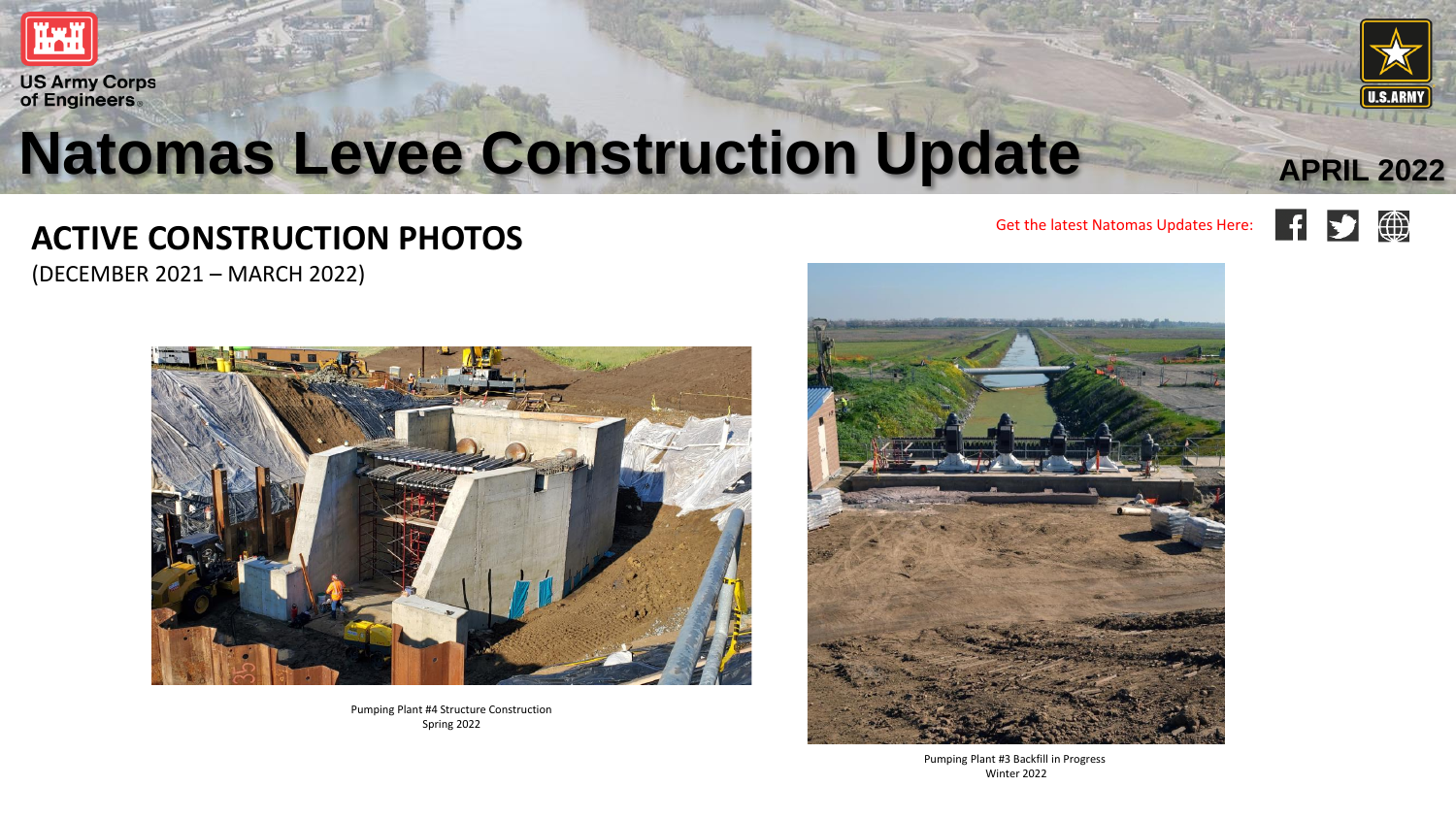# Natomas Levee Construction Update

**APRIL 2022**

US Army Corps of Engineers

U.S. ARMY

Get the latest Natomas Updates Here:

## ACTIVE CONSTRUCTION PHOTOS

(DECEMBER 2021 – MARCH 2022)

Pumping Plant #4 Structure Construction
Spring 2022

Pumping Plant #3 Backfill in Progress
Winter 2022